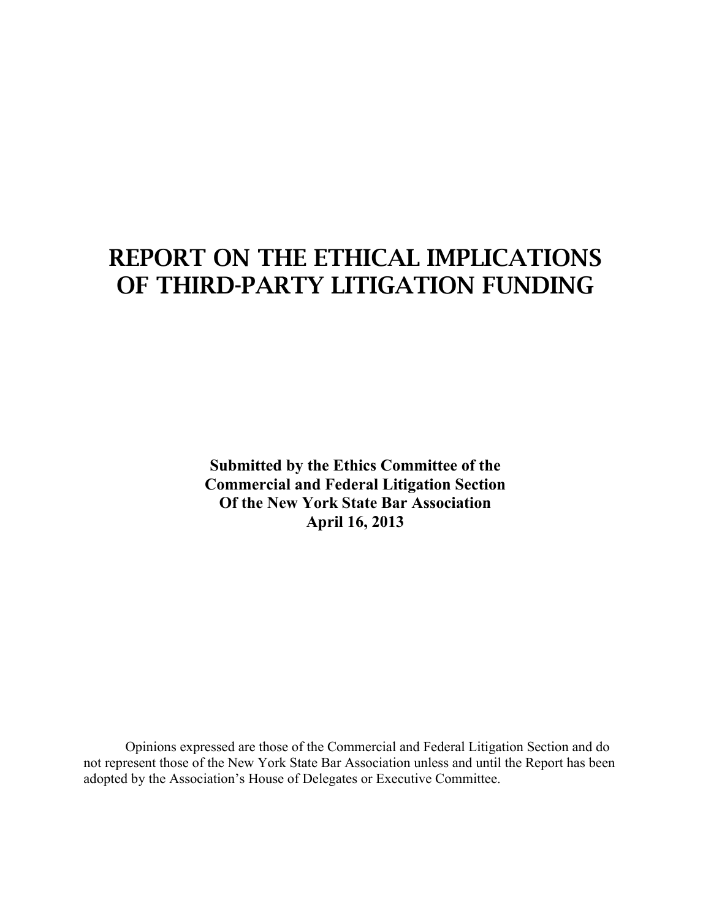# REPORT ON THE ETHICAL IMPLICATIONS OF THIRD-PARTY LITIGATION FUNDING

**Submitted by the Ethics Committee of the Commercial and Federal Litigation Section Of the New York State Bar Association April 16, 2013**

Opinions expressed are those of the Commercial and Federal Litigation Section and do not represent those of the New York State Bar Association unless and until the Report has been adopted by the Association's House of Delegates or Executive Committee.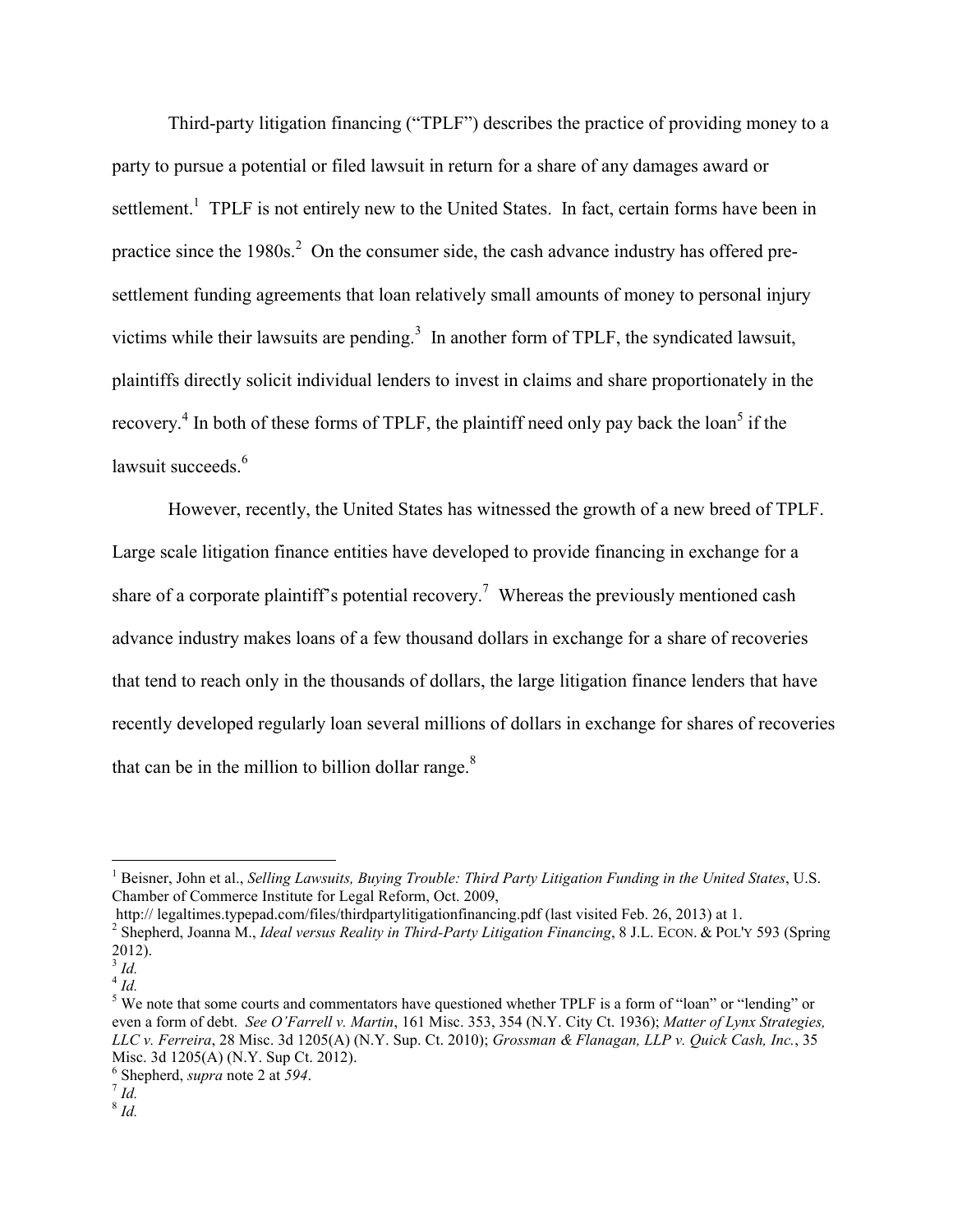Third-party litigation financing ("TPLF") describes the practice of providing money to a party to pursue a potential or filed lawsuit in return for a share of any damages award or settlement.[1] TPLF is not entirely new to the United States. In fact, certain forms have been in practice since the 1980s.[2] On the consumer side, the cash advance industry has offered pre-settlement funding agreements that loan relatively small amounts of money to personal injury victims while their lawsuits are pending.[3] In another form of TPLF, the syndicated lawsuit, plaintiffs directly solicit individual lenders to invest in claims and share proportionately in the recovery.[4] In both of these forms of TPLF, the plaintiff need only pay back the loan[5] if the lawsuit succeeds.[6]

However, recently, the United States has witnessed the growth of a new breed of TPLF. Large scale litigation finance entities have developed to provide financing in exchange for a share of a corporate plaintiff's potential recovery.[7] Whereas the previously mentioned cash advance industry makes loans of a few thousand dollars in exchange for a share of recoveries that tend to reach only in the thousands of dollars, the large litigation finance lenders that have recently developed regularly loan several millions of dollars in exchange for shares of recoveries that can be in the million to billion dollar range.[8]

---

[1] Beisner, John et al., *Selling Lawsuits, Buying Trouble: Third Party Litigation Funding in the United States*, U.S. Chamber of Commerce Institute for Legal Reform, Oct. 2009, http:// legaltimes.typepad.com/files/thirdpartylitigationfinancing.pdf (last visited Feb. 26, 2013) at 1.

[2] Shepherd, Joanna M., *Ideal versus Reality in Third-Party Litigation Financing*, 8 J.L. ECON. & POL'Y 593 (Spring 2012).

[3] *Id.*

[4] *Id.*

[5] We note that some courts and commentators have questioned whether TPLF is a form of "loan" or "lending" or even a form of debt. *See O'Farrell v. Martin*, 161 Misc. 353, 354 (N.Y. City Ct. 1936); *Matter of Lynx Strategies, LLC v. Ferreira*, 28 Misc. 3d 1205(A) (N.Y. Sup. Ct. 2010); *Grossman & Flanagan, LLP v. Quick Cash, Inc.*, 35 Misc. 3d 1205(A) (N.Y. Sup Ct. 2012).

[6] Shepherd, *supra* note 2 at *594*.

[7] *Id.*

[8] *Id.*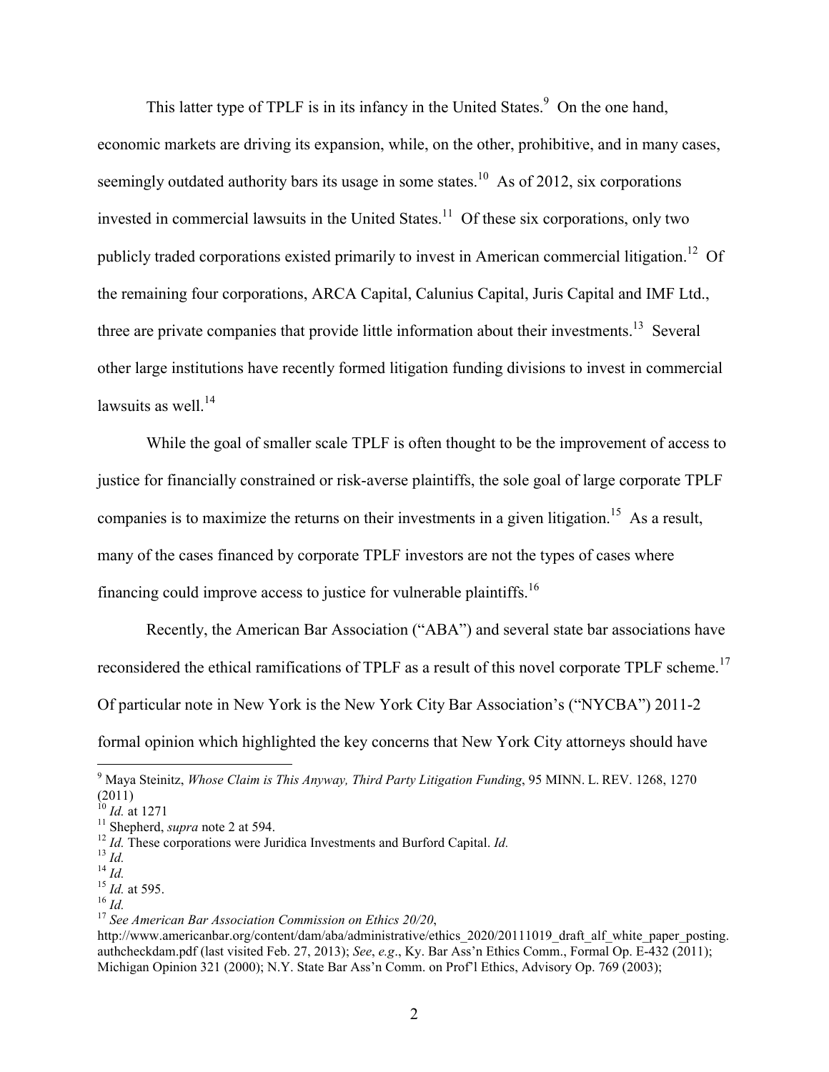This latter type of TPLF is in its infancy in the United States.[9] On the one hand, economic markets are driving its expansion, while, on the other, prohibitive, and in many cases, seemingly outdated authority bars its usage in some states.[10] As of 2012, six corporations invested in commercial lawsuits in the United States.[11] Of these six corporations, only two publicly traded corporations existed primarily to invest in American commercial litigation.[12] Of the remaining four corporations, ARCA Capital, Calunius Capital, Juris Capital and IMF Ltd., three are private companies that provide little information about their investments.[13] Several other large institutions have recently formed litigation funding divisions to invest in commercial lawsuits as well.[14]

While the goal of smaller scale TPLF is often thought to be the improvement of access to justice for financially constrained or risk-averse plaintiffs, the sole goal of large corporate TPLF companies is to maximize the returns on their investments in a given litigation.[15] As a result, many of the cases financed by corporate TPLF investors are not the types of cases where financing could improve access to justice for vulnerable plaintiffs.[16]

Recently, the American Bar Association ("ABA") and several state bar associations have reconsidered the ethical ramifications of TPLF as a result of this novel corporate TPLF scheme.[17] Of particular note in New York is the New York City Bar Association's ("NYCBA") 2011-2 formal opinion which highlighted the key concerns that New York City attorneys should have

---

[9] Maya Steinitz, *Whose Claim is This Anyway, Third Party Litigation Funding*, 95 MINN. L. REV. 1268, 1270 (2011)

[10] *Id.* at 1271

[11] Shepherd, *supra* note 2 at 594.

[12] *Id.* These corporations were Juridica Investments and Burford Capital. *Id.*

[13] *Id.*

[14] *Id.*

[15] *Id.* at 595.

[16] *Id.*

[17] *See American Bar Association Commission on Ethics 20/20*, http://www.americanbar.org/content/dam/aba/administrative/ethics_2020/20111019_draft_alf_white_paper_posting.authcheckdam.pdf (last visited Feb. 27, 2013); *See*, *e.g*., Ky. Bar Ass'n Ethics Comm., Formal Op. E-432 (2011); Michigan Opinion 321 (2000); N.Y. State Bar Ass'n Comm. on Prof'l Ethics, Advisory Op. 769 (2003);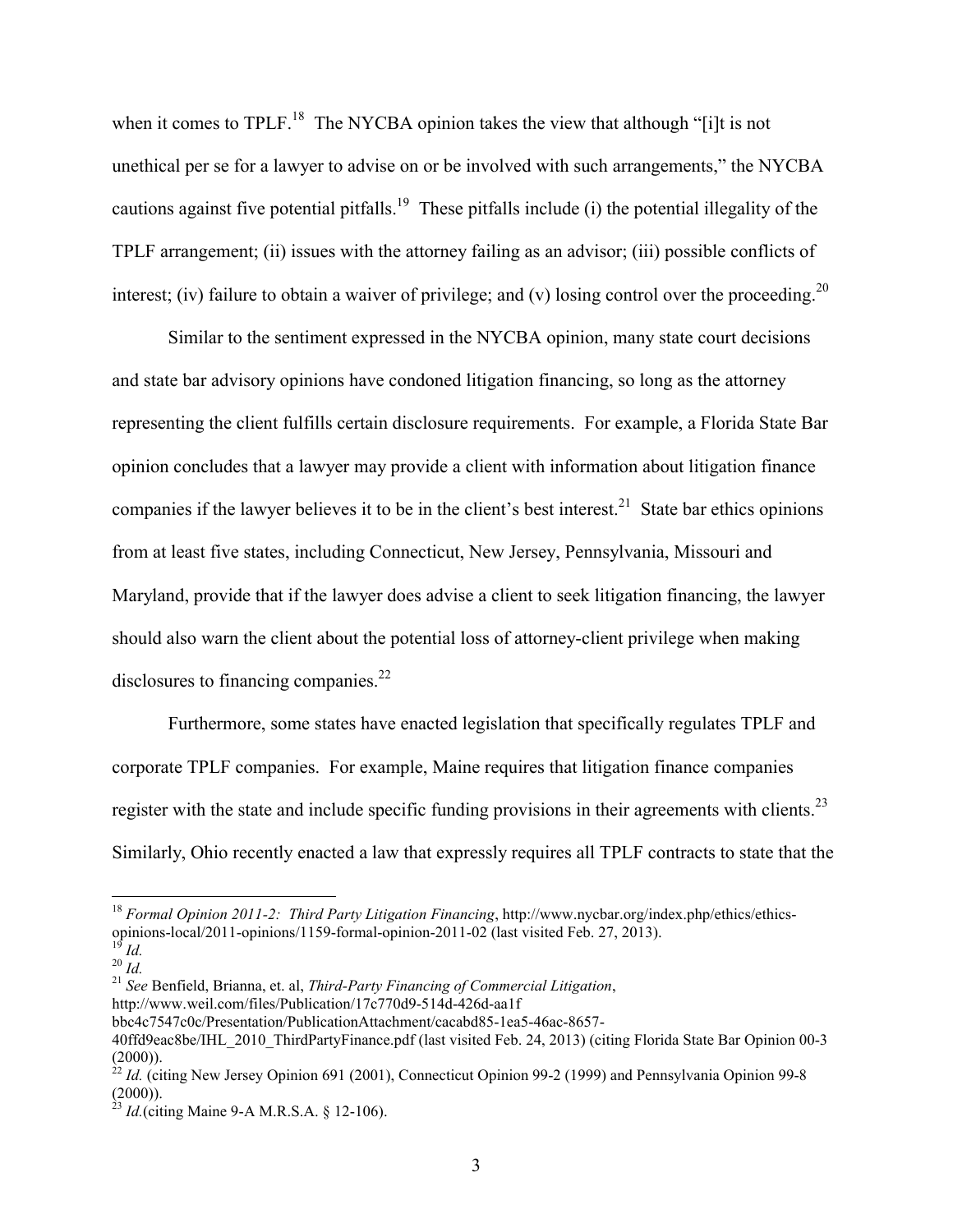when it comes to TPLF.[18] The NYCBA opinion takes the view that although "[i]t is not unethical per se for a lawyer to advise on or be involved with such arrangements," the NYCBA cautions against five potential pitfalls.[19] These pitfalls include (i) the potential illegality of the TPLF arrangement; (ii) issues with the attorney failing as an advisor; (iii) possible conflicts of interest; (iv) failure to obtain a waiver of privilege; and (v) losing control over the proceeding.[20]

Similar to the sentiment expressed in the NYCBA opinion, many state court decisions and state bar advisory opinions have condoned litigation financing, so long as the attorney representing the client fulfills certain disclosure requirements. For example, a Florida State Bar opinion concludes that a lawyer may provide a client with information about litigation finance companies if the lawyer believes it to be in the client's best interest.[21] State bar ethics opinions from at least five states, including Connecticut, New Jersey, Pennsylvania, Missouri and Maryland, provide that if the lawyer does advise a client to seek litigation financing, the lawyer should also warn the client about the potential loss of attorney-client privilege when making disclosures to financing companies.[22]

Furthermore, some states have enacted legislation that specifically regulates TPLF and corporate TPLF companies. For example, Maine requires that litigation finance companies register with the state and include specific funding provisions in their agreements with clients.[23] Similarly, Ohio recently enacted a law that expressly requires all TPLF contracts to state that the

---

[18] *Formal Opinion 2011-2: Third Party Litigation Financing*, http://www.nycbar.org/index.php/ethics/ethics-opinions-local/2011-opinions/1159-formal-opinion-2011-02 (last visited Feb. 27, 2013).

[19] *Id.*

[20] *Id.*

[21] *See* Benfield, Brianna, et. al, *Third-Party Financing of Commercial Litigation*, http://www.weil.com/files/Publication/17c770d9-514d-426d-aa1f bbc4c7547c0c/Presentation/PublicationAttachment/cacabd85-1ea5-46ac-8657-40ffd9eac8be/IHL_2010_ThirdPartyFinance.pdf (last visited Feb. 24, 2013) (citing Florida State Bar Opinion 00-3 (2000)).

[22] *Id.* (citing New Jersey Opinion 691 (2001), Connecticut Opinion 99-2 (1999) and Pennsylvania Opinion 99-8 (2000)).

[23] *Id.*(citing Maine 9-A M.R.S.A. § 12-106).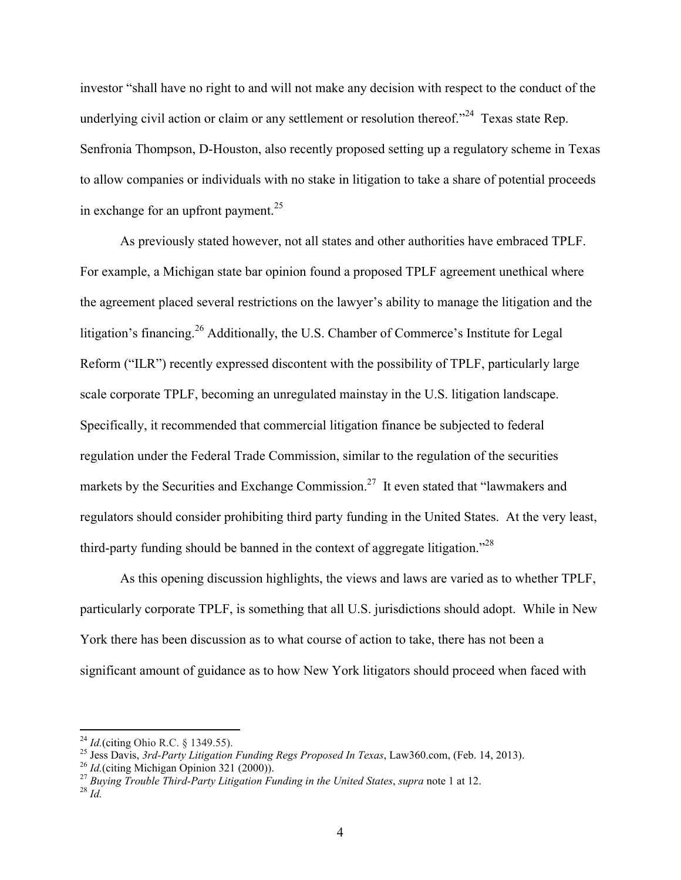investor "shall have no right to and will not make any decision with respect to the conduct of the underlying civil action or claim or any settlement or resolution thereof."[24] Texas state Rep. Senfronia Thompson, D-Houston, also recently proposed setting up a regulatory scheme in Texas to allow companies or individuals with no stake in litigation to take a share of potential proceeds in exchange for an upfront payment.[25]

As previously stated however, not all states and other authorities have embraced TPLF. For example, a Michigan state bar opinion found a proposed TPLF agreement unethical where the agreement placed several restrictions on the lawyer's ability to manage the litigation and the litigation's financing.[26] Additionally, the U.S. Chamber of Commerce's Institute for Legal Reform ("ILR") recently expressed discontent with the possibility of TPLF, particularly large scale corporate TPLF, becoming an unregulated mainstay in the U.S. litigation landscape. Specifically, it recommended that commercial litigation finance be subjected to federal regulation under the Federal Trade Commission, similar to the regulation of the securities markets by the Securities and Exchange Commission.[27] It even stated that "lawmakers and regulators should consider prohibiting third party funding in the United States. At the very least, third-party funding should be banned in the context of aggregate litigation."[28]

As this opening discussion highlights, the views and laws are varied as to whether TPLF, particularly corporate TPLF, is something that all U.S. jurisdictions should adopt. While in New York there has been discussion as to what course of action to take, there has not been a significant amount of guidance as to how New York litigators should proceed when faced with

---

[24] *Id.*(citing Ohio R.C. § 1349.55).

[25] Jess Davis, *3rd-Party Litigation Funding Regs Proposed In Texas*, Law360.com, (Feb. 14, 2013).

[26] *Id.*(citing Michigan Opinion 321 (2000)).

[27] *Buying Trouble Third-Party Litigation Funding in the United States*, *supra* note 1 at 12.

[28] *Id.*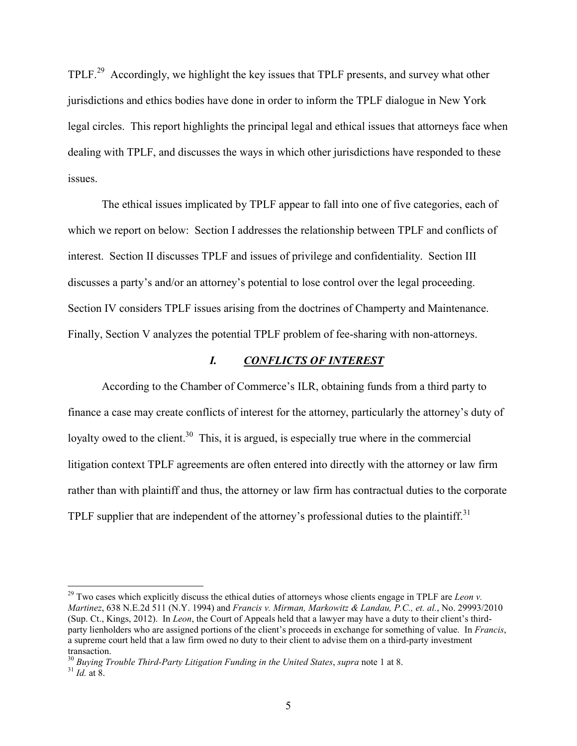TPLF.[29] Accordingly, we highlight the key issues that TPLF presents, and survey what other jurisdictions and ethics bodies have done in order to inform the TPLF dialogue in New York legal circles. This report highlights the principal legal and ethical issues that attorneys face when dealing with TPLF, and discusses the ways in which other jurisdictions have responded to these issues.

The ethical issues implicated by TPLF appear to fall into one of five categories, each of which we report on below: Section I addresses the relationship between TPLF and conflicts of interest. Section II discusses TPLF and issues of privilege and confidentiality. Section III discusses a party's and/or an attorney's potential to lose control over the legal proceeding. Section IV considers TPLF issues arising from the doctrines of Champerty and Maintenance. Finally, Section V analyzes the potential TPLF problem of fee-sharing with non-attorneys.

## *I. CONFLICTS OF INTEREST*

According to the Chamber of Commerce's ILR, obtaining funds from a third party to finance a case may create conflicts of interest for the attorney, particularly the attorney's duty of loyalty owed to the client.[30] This, it is argued, is especially true where in the commercial litigation context TPLF agreements are often entered into directly with the attorney or law firm rather than with plaintiff and thus, the attorney or law firm has contractual duties to the corporate TPLF supplier that are independent of the attorney's professional duties to the plaintiff.[31]

---

[29] Two cases which explicitly discuss the ethical duties of attorneys whose clients engage in TPLF are *Leon v. Martinez*, 638 N.E.2d 511 (N.Y. 1994) and *Francis v. Mirman, Markowitz & Landau, P.C., et. al.*, No. 29993/2010 (Sup. Ct., Kings, 2012). In *Leon*, the Court of Appeals held that a lawyer may have a duty to their client's third-party lienholders who are assigned portions of the client's proceeds in exchange for something of value. In *Francis*, a supreme court held that a law firm owed no duty to their client to advise them on a third-party investment transaction.

[30] *Buying Trouble Third-Party Litigation Funding in the United States*, *supra* note 1 at 8.

[31] *Id.* at 8.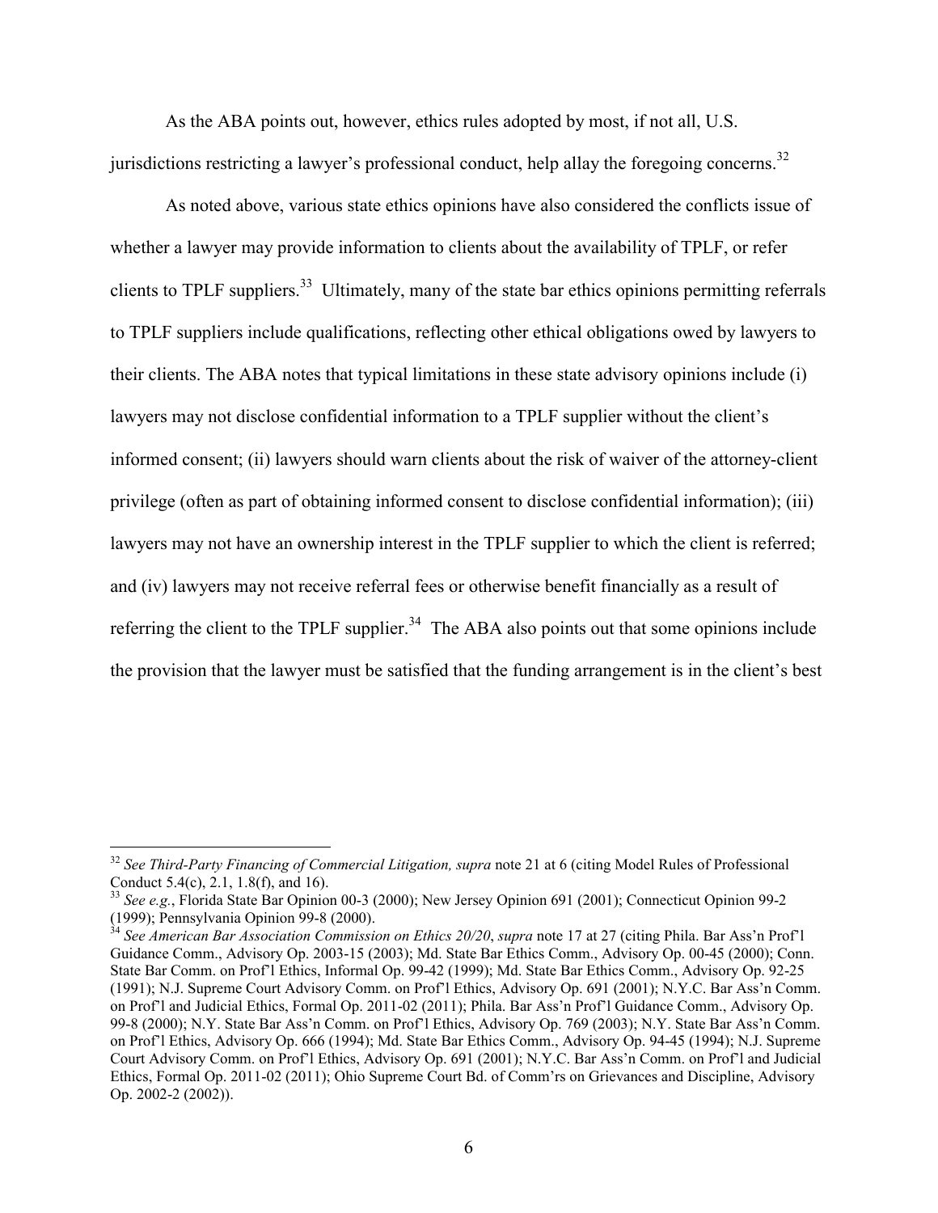As the ABA points out, however, ethics rules adopted by most, if not all, U.S. jurisdictions restricting a lawyer's professional conduct, help allay the foregoing concerns.[32]

As noted above, various state ethics opinions have also considered the conflicts issue of whether a lawyer may provide information to clients about the availability of TPLF, or refer clients to TPLF suppliers.[33] Ultimately, many of the state bar ethics opinions permitting referrals to TPLF suppliers include qualifications, reflecting other ethical obligations owed by lawyers to their clients. The ABA notes that typical limitations in these state advisory opinions include (i) lawyers may not disclose confidential information to a TPLF supplier without the client's informed consent; (ii) lawyers should warn clients about the risk of waiver of the attorney-client privilege (often as part of obtaining informed consent to disclose confidential information); (iii) lawyers may not have an ownership interest in the TPLF supplier to which the client is referred; and (iv) lawyers may not receive referral fees or otherwise benefit financially as a result of referring the client to the TPLF supplier.[34] The ABA also points out that some opinions include the provision that the lawyer must be satisfied that the funding arrangement is in the client's best

---

[32] *See Third-Party Financing of Commercial Litigation, supra* note 21 at 6 (citing Model Rules of Professional Conduct 5.4(c), 2.1, 1.8(f), and 16).

[33] *See e.g.*, Florida State Bar Opinion 00-3 (2000); New Jersey Opinion 691 (2001); Connecticut Opinion 99-2 (1999); Pennsylvania Opinion 99-8 (2000).

[34] *See American Bar Association Commission on Ethics 20/20*, *supra* note 17 at 27 (citing Phila. Bar Ass'n Prof'l Guidance Comm., Advisory Op. 2003-15 (2003); Md. State Bar Ethics Comm., Advisory Op. 00-45 (2000); Conn. State Bar Comm. on Prof'l Ethics, Informal Op. 99-42 (1999); Md. State Bar Ethics Comm., Advisory Op. 92-25 (1991); N.J. Supreme Court Advisory Comm. on Prof'l Ethics, Advisory Op. 691 (2001); N.Y.C. Bar Ass'n Comm. on Prof'l and Judicial Ethics, Formal Op. 2011-02 (2011); Phila. Bar Ass'n Prof'l Guidance Comm., Advisory Op. 99-8 (2000); N.Y. State Bar Ass'n Comm. on Prof'l Ethics, Advisory Op. 769 (2003); N.Y. State Bar Ass'n Comm. on Prof'l Ethics, Advisory Op. 666 (1994); Md. State Bar Ethics Comm., Advisory Op. 94-45 (1994); N.J. Supreme Court Advisory Comm. on Prof'l Ethics, Advisory Op. 691 (2001); N.Y.C. Bar Ass'n Comm. on Prof'l and Judicial Ethics, Formal Op. 2011-02 (2011); Ohio Supreme Court Bd. of Comm'rs on Grievances and Discipline, Advisory Op. 2002-2 (2002)).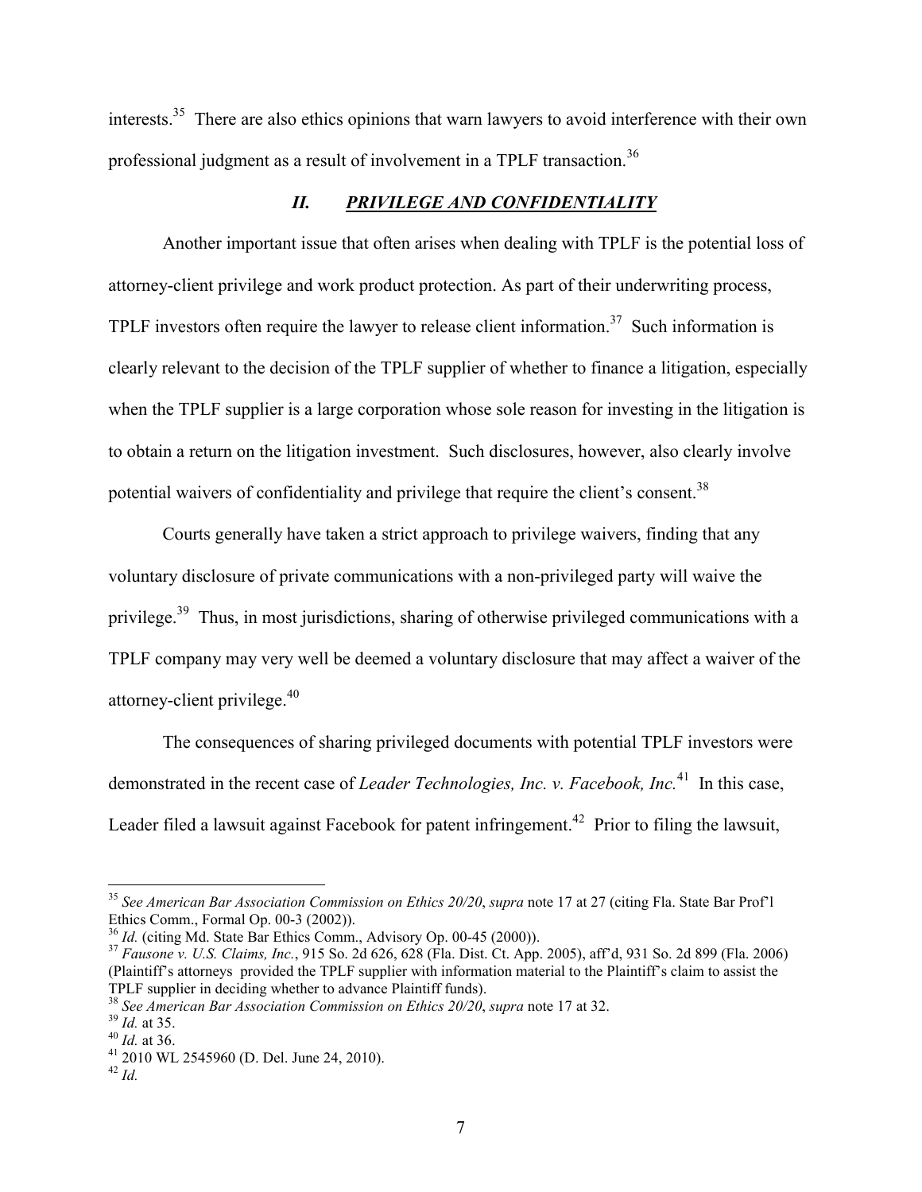interests.[35] There are also ethics opinions that warn lawyers to avoid interference with their own professional judgment as a result of involvement in a TPLF transaction.[36]

## *II. PRIVILEGE AND CONFIDENTIALITY*

Another important issue that often arises when dealing with TPLF is the potential loss of attorney-client privilege and work product protection. As part of their underwriting process, TPLF investors often require the lawyer to release client information.[37] Such information is clearly relevant to the decision of the TPLF supplier of whether to finance a litigation, especially when the TPLF supplier is a large corporation whose sole reason for investing in the litigation is to obtain a return on the litigation investment. Such disclosures, however, also clearly involve potential waivers of confidentiality and privilege that require the client's consent.[38]

Courts generally have taken a strict approach to privilege waivers, finding that any voluntary disclosure of private communications with a non-privileged party will waive the privilege.[39] Thus, in most jurisdictions, sharing of otherwise privileged communications with a TPLF company may very well be deemed a voluntary disclosure that may affect a waiver of the attorney-client privilege.[40]

The consequences of sharing privileged documents with potential TPLF investors were demonstrated in the recent case of *Leader Technologies, Inc. v. Facebook, Inc.*[41] In this case, Leader filed a lawsuit against Facebook for patent infringement.[42] Prior to filing the lawsuit,

---

[35] *See American Bar Association Commission on Ethics 20/20*, *supra* note 17 at 27 (citing Fla. State Bar Prof'l Ethics Comm., Formal Op. 00-3 (2002)).

[36] *Id.* (citing Md. State Bar Ethics Comm., Advisory Op. 00-45 (2000)).

[37] *Fausone v. U.S. Claims, Inc.*, 915 So. 2d 626, 628 (Fla. Dist. Ct. App. 2005), aff'd, 931 So. 2d 899 (Fla. 2006) (Plaintiff's attorneys provided the TPLF supplier with information material to the Plaintiff's claim to assist the TPLF supplier in deciding whether to advance Plaintiff funds).

[38] *See American Bar Association Commission on Ethics 20/20*, *supra* note 17 at 32.

[39] *Id.* at 35.

[40] *Id.* at 36.

[41] 2010 WL 2545960 (D. Del. June 24, 2010).

[42] *Id.*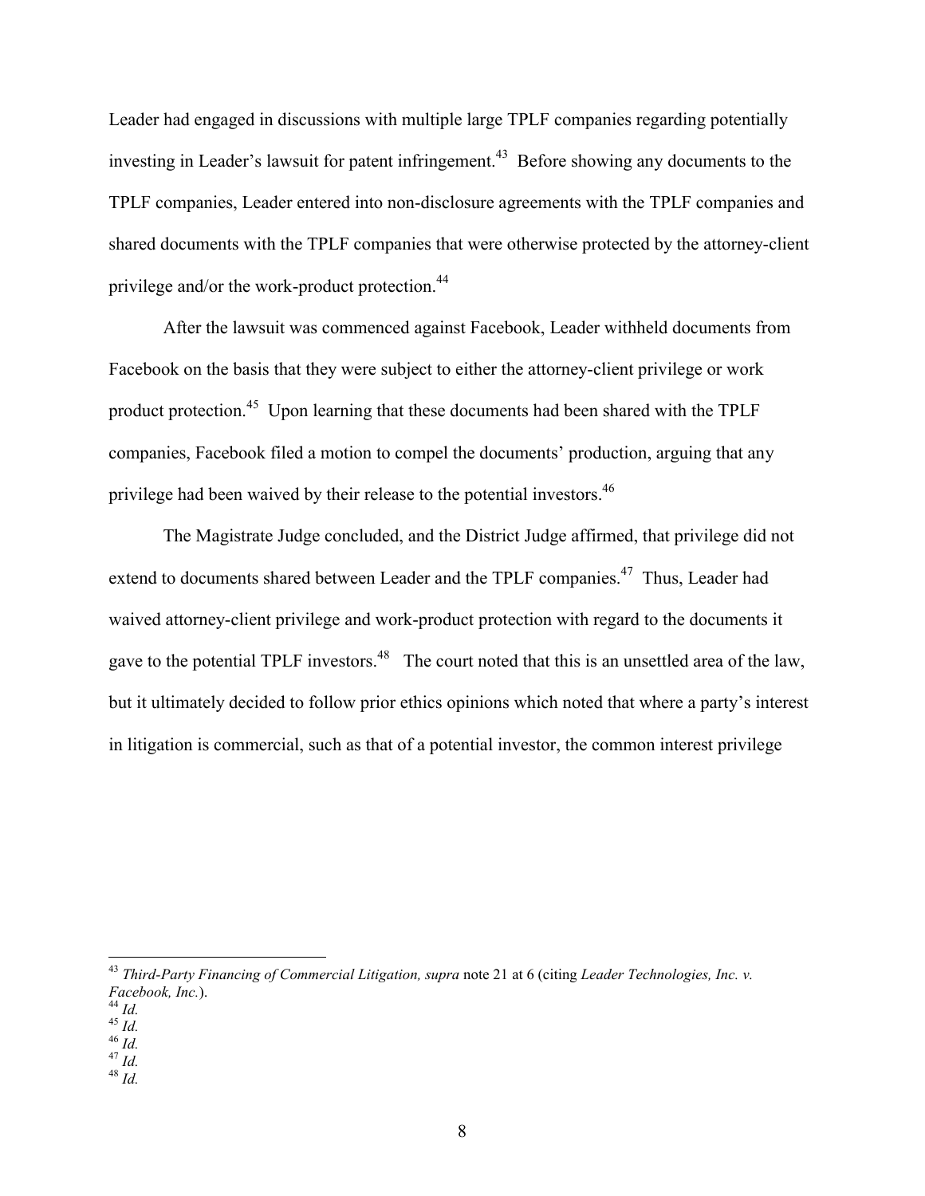Leader had engaged in discussions with multiple large TPLF companies regarding potentially investing in Leader's lawsuit for patent infringement.[43] Before showing any documents to the TPLF companies, Leader entered into non-disclosure agreements with the TPLF companies and shared documents with the TPLF companies that were otherwise protected by the attorney-client privilege and/or the work-product protection.[44]

After the lawsuit was commenced against Facebook, Leader withheld documents from Facebook on the basis that they were subject to either the attorney-client privilege or work product protection.[45] Upon learning that these documents had been shared with the TPLF companies, Facebook filed a motion to compel the documents' production, arguing that any privilege had been waived by their release to the potential investors.[46]

The Magistrate Judge concluded, and the District Judge affirmed, that privilege did not extend to documents shared between Leader and the TPLF companies.[47] Thus, Leader had waived attorney-client privilege and work-product protection with regard to the documents it gave to the potential TPLF investors.[48] The court noted that this is an unsettled area of the law, but it ultimately decided to follow prior ethics opinions which noted that where a party's interest in litigation is commercial, such as that of a potential investor, the common interest privilege

---

[43] *Third-Party Financing of Commercial Litigation, supra* note 21 at 6 (citing *Leader Technologies, Inc. v. Facebook, Inc.*).
[44] *Id.*
[45] *Id.*
[46] *Id.*
[47] *Id.*
[48] *Id.*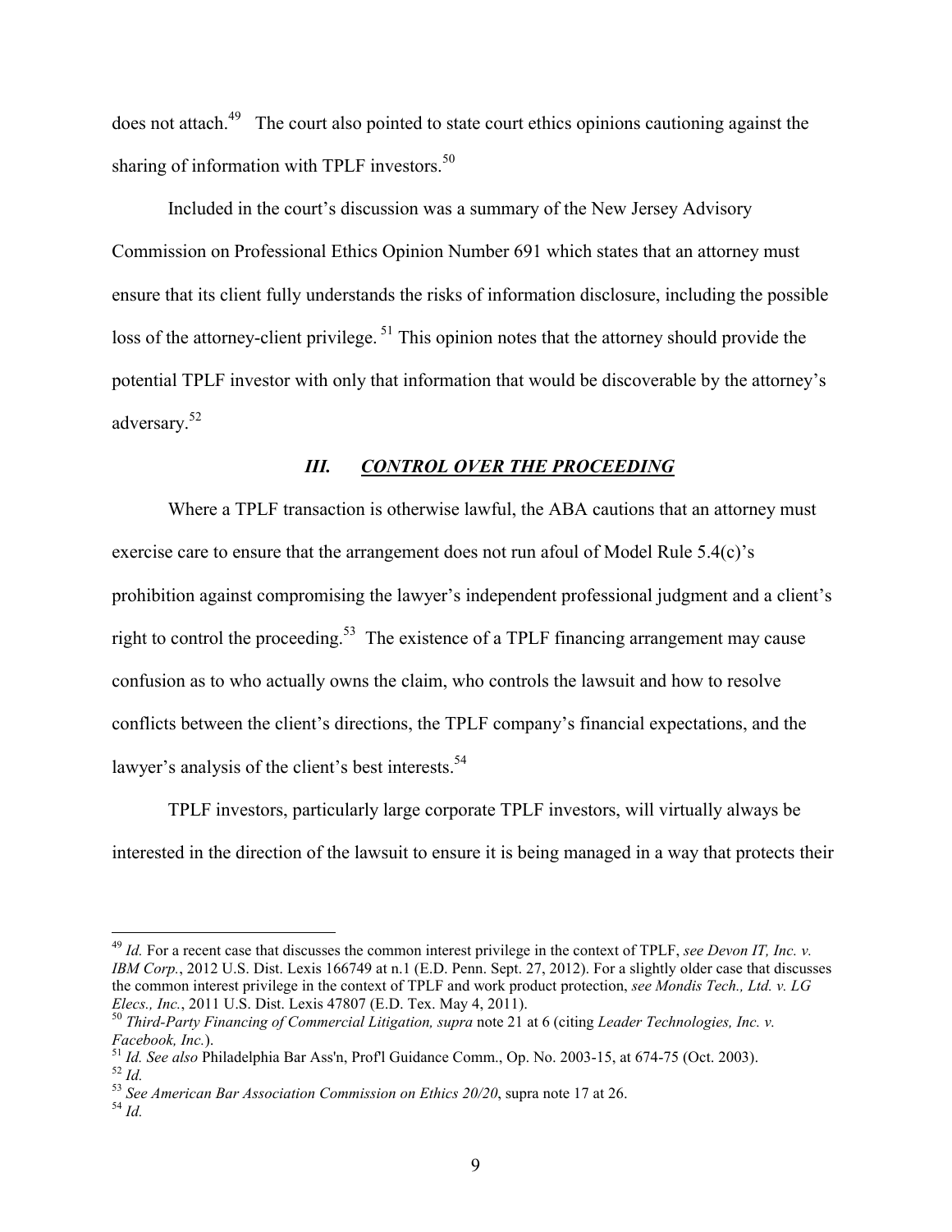does not attach.[49] The court also pointed to state court ethics opinions cautioning against the sharing of information with TPLF investors.[50]

Included in the court's discussion was a summary of the New Jersey Advisory Commission on Professional Ethics Opinion Number 691 which states that an attorney must ensure that its client fully understands the risks of information disclosure, including the possible loss of the attorney-client privilege.[51] This opinion notes that the attorney should provide the potential TPLF investor with only that information that would be discoverable by the attorney's adversary.[52]

## *III. CONTROL OVER THE PROCEEDING*

Where a TPLF transaction is otherwise lawful, the ABA cautions that an attorney must exercise care to ensure that the arrangement does not run afoul of Model Rule 5.4(c)'s prohibition against compromising the lawyer's independent professional judgment and a client's right to control the proceeding.[53] The existence of a TPLF financing arrangement may cause confusion as to who actually owns the claim, who controls the lawsuit and how to resolve conflicts between the client's directions, the TPLF company's financial expectations, and the lawyer's analysis of the client's best interests.[54]

TPLF investors, particularly large corporate TPLF investors, will virtually always be interested in the direction of the lawsuit to ensure it is being managed in a way that protects their

---

[49] *Id.* For a recent case that discusses the common interest privilege in the context of TPLF, *see Devon IT, Inc. v. IBM Corp.*, 2012 U.S. Dist. Lexis 166749 at n.1 (E.D. Penn. Sept. 27, 2012). For a slightly older case that discusses the common interest privilege in the context of TPLF and work product protection, *see Mondis Tech., Ltd. v. LG Elecs., Inc.*, 2011 U.S. Dist. Lexis 47807 (E.D. Tex. May 4, 2011).

[50] *Third-Party Financing of Commercial Litigation, supra* note 21 at 6 (citing *Leader Technologies, Inc. v. Facebook, Inc.*).

[51] *Id. See also* Philadelphia Bar Ass'n, Prof'l Guidance Comm., Op. No. 2003-15, at 674-75 (Oct. 2003).

[52] *Id.*

[53] *See American Bar Association Commission on Ethics 20/20*, supra note 17 at 26.

[54] *Id.*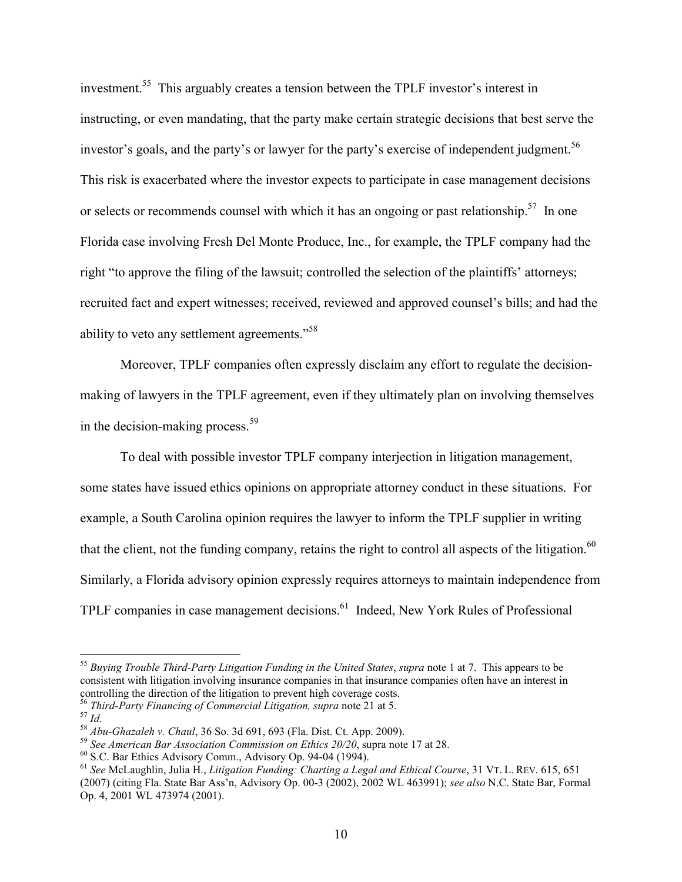investment.[55] This arguably creates a tension between the TPLF investor's interest in instructing, or even mandating, that the party make certain strategic decisions that best serve the investor's goals, and the party's or lawyer for the party's exercise of independent judgment.[56] This risk is exacerbated where the investor expects to participate in case management decisions or selects or recommends counsel with which it has an ongoing or past relationship.[57] In one Florida case involving Fresh Del Monte Produce, Inc., for example, the TPLF company had the right "to approve the filing of the lawsuit; controlled the selection of the plaintiffs' attorneys; recruited fact and expert witnesses; received, reviewed and approved counsel's bills; and had the ability to veto any settlement agreements."[58]

Moreover, TPLF companies often expressly disclaim any effort to regulate the decision-making of lawyers in the TPLF agreement, even if they ultimately plan on involving themselves in the decision-making process.[59]

To deal with possible investor TPLF company interjection in litigation management, some states have issued ethics opinions on appropriate attorney conduct in these situations. For example, a South Carolina opinion requires the lawyer to inform the TPLF supplier in writing that the client, not the funding company, retains the right to control all aspects of the litigation.[60] Similarly, a Florida advisory opinion expressly requires attorneys to maintain independence from TPLF companies in case management decisions.[61] Indeed, New York Rules of Professional

---

[55] *Buying Trouble Third-Party Litigation Funding in the United States*, *supra* note 1 at 7. This appears to be consistent with litigation involving insurance companies in that insurance companies often have an interest in controlling the direction of the litigation to prevent high coverage costs.

[56] *Third-Party Financing of Commercial Litigation, supra* note 21 at 5.

[57] *Id.*

[58] *Abu-Ghazaleh v. Chaul*, 36 So. 3d 691, 693 (Fla. Dist. Ct. App. 2009).

[59] *See American Bar Association Commission on Ethics 20/20*, supra note 17 at 28.

[60] S.C. Bar Ethics Advisory Comm., Advisory Op. 94-04 (1994).

[61] *See* McLaughlin, Julia H., *Litigation Funding: Charting a Legal and Ethical Course*, 31 VT. L. REV. 615, 651 (2007) (citing Fla. State Bar Ass'n, Advisory Op. 00-3 (2002), 2002 WL 463991); *see also* N.C. State Bar, Formal Op. 4, 2001 WL 473974 (2001).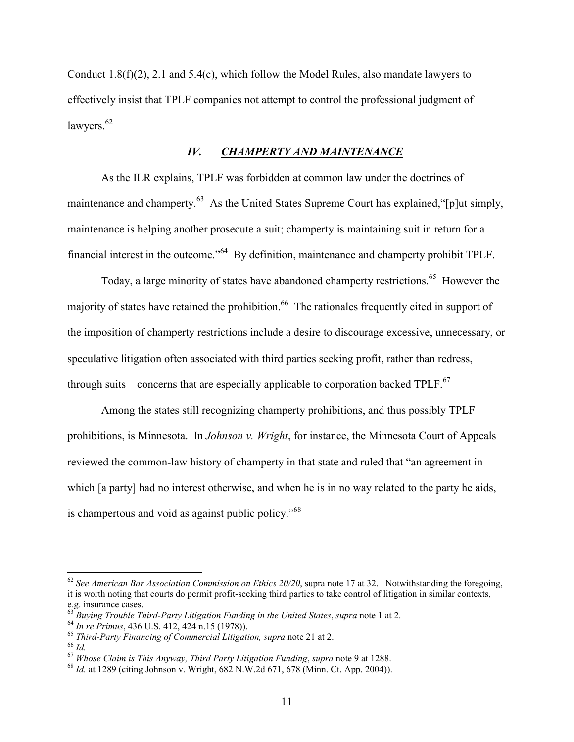Conduct 1.8(f)(2), 2.1 and 5.4(c), which follow the Model Rules, also mandate lawyers to effectively insist that TPLF companies not attempt to control the professional judgment of lawyers.[62]

## *IV. CHAMPERTY AND MAINTENANCE*

As the ILR explains, TPLF was forbidden at common law under the doctrines of maintenance and champerty.[63] As the United States Supreme Court has explained,"[p]ut simply, maintenance is helping another prosecute a suit; champerty is maintaining suit in return for a financial interest in the outcome."[64] By definition, maintenance and champerty prohibit TPLF.

Today, a large minority of states have abandoned champerty restrictions.[65] However the majority of states have retained the prohibition.[66] The rationales frequently cited in support of the imposition of champerty restrictions include a desire to discourage excessive, unnecessary, or speculative litigation often associated with third parties seeking profit, rather than redress, through suits – concerns that are especially applicable to corporation backed TPLF.[67]

Among the states still recognizing champerty prohibitions, and thus possibly TPLF prohibitions, is Minnesota. In *Johnson v. Wright*, for instance, the Minnesota Court of Appeals reviewed the common-law history of champerty in that state and ruled that "an agreement in which [a party] had no interest otherwise, and when he is in no way related to the party he aids, is champertous and void as against public policy."[68]

---

[62] *See American Bar Association Commission on Ethics 20/20*, supra note 17 at 32. Notwithstanding the foregoing, it is worth noting that courts do permit profit-seeking third parties to take control of litigation in similar contexts, e.g. insurance cases.

[63] *Buying Trouble Third-Party Litigation Funding in the United States*, *supra* note 1 at 2.

[64] *In re Primus*, 436 U.S. 412, 424 n.15 (1978)).

[65] *Third-Party Financing of Commercial Litigation, supra* note 21 at 2.

[66] *Id.*

[67] *Whose Claim is This Anyway, Third Party Litigation Funding*, *supra* note 9 at 1288.

[68] *Id.* at 1289 (citing Johnson v. Wright, 682 N.W.2d 671, 678 (Minn. Ct. App. 2004)).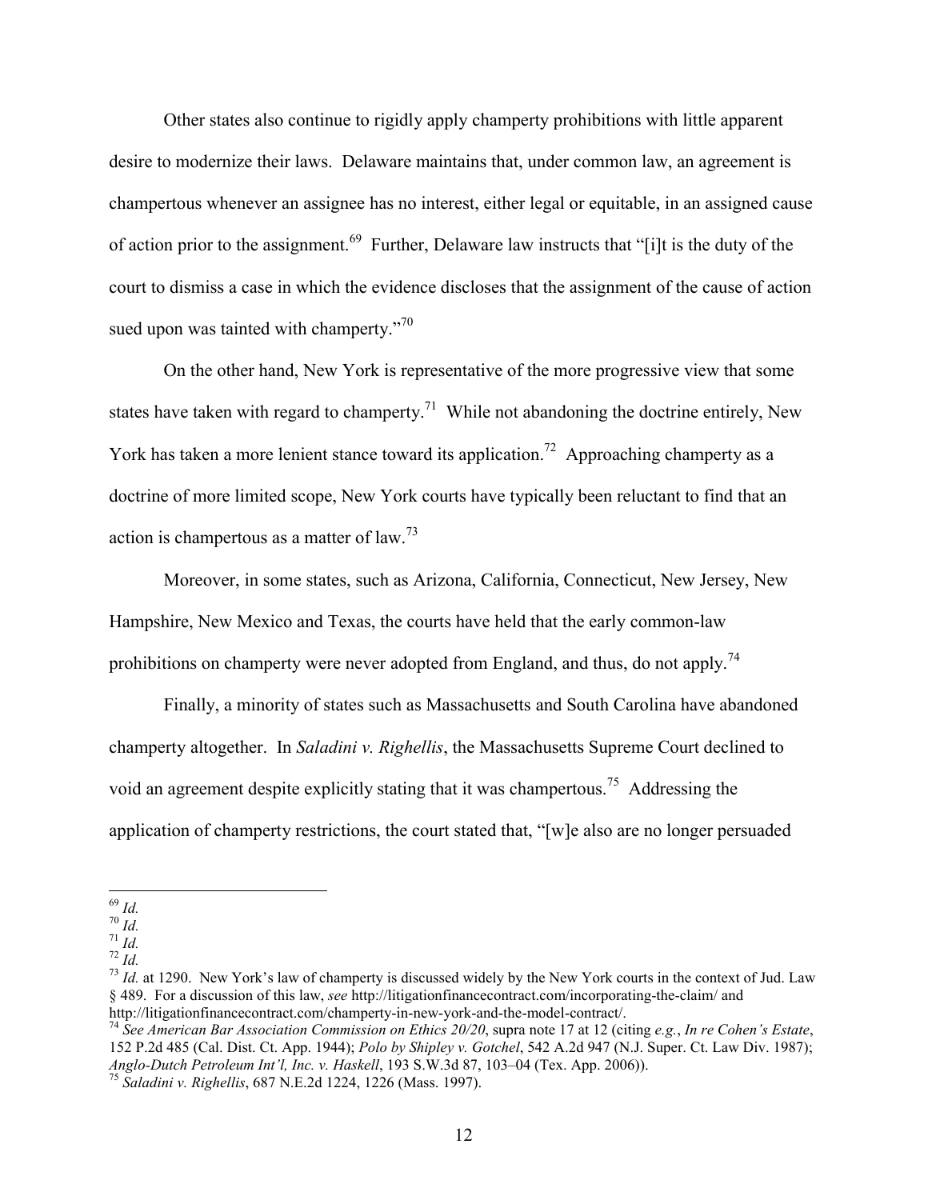Other states also continue to rigidly apply champerty prohibitions with little apparent desire to modernize their laws. Delaware maintains that, under common law, an agreement is champertous whenever an assignee has no interest, either legal or equitable, in an assigned cause of action prior to the assignment.[69] Further, Delaware law instructs that "[i]t is the duty of the court to dismiss a case in which the evidence discloses that the assignment of the cause of action sued upon was tainted with champerty."[70]

On the other hand, New York is representative of the more progressive view that some states have taken with regard to champerty.[71] While not abandoning the doctrine entirely, New York has taken a more lenient stance toward its application.[72] Approaching champerty as a doctrine of more limited scope, New York courts have typically been reluctant to find that an action is champertous as a matter of law.[73]

Moreover, in some states, such as Arizona, California, Connecticut, New Jersey, New Hampshire, New Mexico and Texas, the courts have held that the early common-law prohibitions on champerty were never adopted from England, and thus, do not apply.[74]

Finally, a minority of states such as Massachusetts and South Carolina have abandoned champerty altogether. In *Saladini v. Righellis*, the Massachusetts Supreme Court declined to void an agreement despite explicitly stating that it was champertous.[75] Addressing the application of champerty restrictions, the court stated that, "[w]e also are no longer persuaded

---

[69] *Id.*

[70] *Id.*

[71] *Id.*

[72] *Id.*

[73] *Id.* at 1290. New York's law of champerty is discussed widely by the New York courts in the context of Jud. Law § 489. For a discussion of this law, *see* http://litigationfinancecontract.com/incorporating-the-claim/ and http://litigationfinancecontract.com/champerty-in-new-york-and-the-model-contract/.

[74] *See American Bar Association Commission on Ethics 20/20*, supra note 17 at 12 (citing *e.g.*, *In re Cohen's Estate*, 152 P.2d 485 (Cal. Dist. Ct. App. 1944); *Polo by Shipley v. Gotchel*, 542 A.2d 947 (N.J. Super. Ct. Law Div. 1987); *Anglo-Dutch Petroleum Int'l, Inc. v. Haskell*, 193 S.W.3d 87, 103–04 (Tex. App. 2006)).

[75] *Saladini v. Righellis*, 687 N.E.2d 1224, 1226 (Mass. 1997).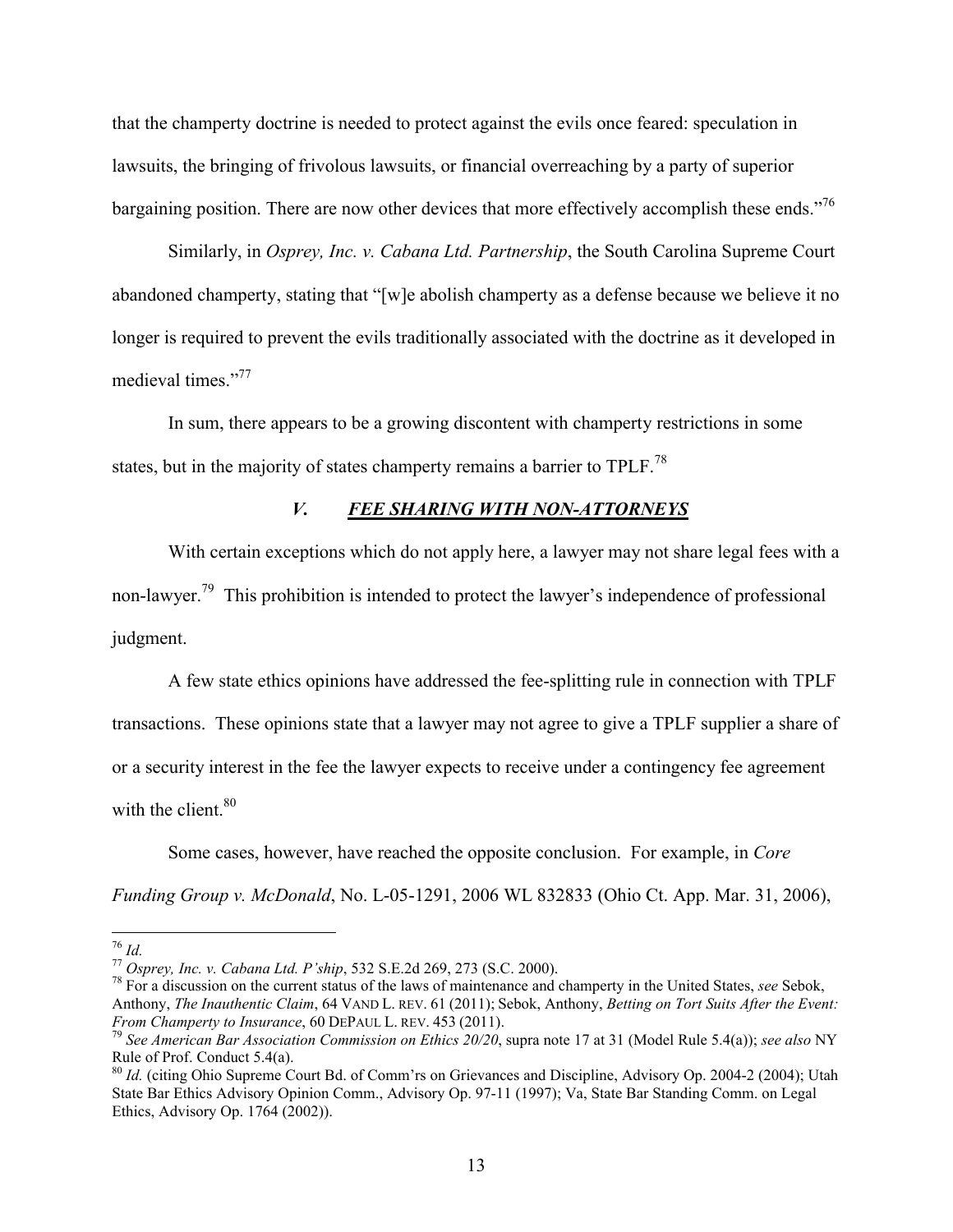that the champerty doctrine is needed to protect against the evils once feared: speculation in lawsuits, the bringing of frivolous lawsuits, or financial overreaching by a party of superior bargaining position. There are now other devices that more effectively accomplish these ends."[76]

Similarly, in *Osprey, Inc. v. Cabana Ltd. Partnership*, the South Carolina Supreme Court abandoned champerty, stating that "[w]e abolish champerty as a defense because we believe it no longer is required to prevent the evils traditionally associated with the doctrine as it developed in medieval times."[77]

In sum, there appears to be a growing discontent with champerty restrictions in some states, but in the majority of states champerty remains a barrier to TPLF.[78]

## *V. FEE SHARING WITH NON-ATTORNEYS*

With certain exceptions which do not apply here, a lawyer may not share legal fees with a non-lawyer.[79] This prohibition is intended to protect the lawyer's independence of professional judgment.

A few state ethics opinions have addressed the fee-splitting rule in connection with TPLF transactions. These opinions state that a lawyer may not agree to give a TPLF supplier a share of or a security interest in the fee the lawyer expects to receive under a contingency fee agreement with the client.[80]

Some cases, however, have reached the opposite conclusion. For example, in *Core Funding Group v. McDonald*, No. L-05-1291, 2006 WL 832833 (Ohio Ct. App. Mar. 31, 2006),

---

[76] *Id.*

[77] *Osprey, Inc. v. Cabana Ltd. P'ship*, 532 S.E.2d 269, 273 (S.C. 2000).

[78] For a discussion on the current status of the laws of maintenance and champerty in the United States, *see* Sebok, Anthony, *The Inauthentic Claim*, 64 VAND L. REV. 61 (2011); Sebok, Anthony, *Betting on Tort Suits After the Event: From Champerty to Insurance*, 60 DEPAUL L. REV. 453 (2011).

[79] *See American Bar Association Commission on Ethics 20/20*, supra note 17 at 31 (Model Rule 5.4(a)); *see also* NY Rule of Prof. Conduct 5.4(a).

[80] *Id.* (citing Ohio Supreme Court Bd. of Comm'rs on Grievances and Discipline, Advisory Op. 2004-2 (2004); Utah State Bar Ethics Advisory Opinion Comm., Advisory Op. 97-11 (1997); Va, State Bar Standing Comm. on Legal Ethics, Advisory Op. 1764 (2002)).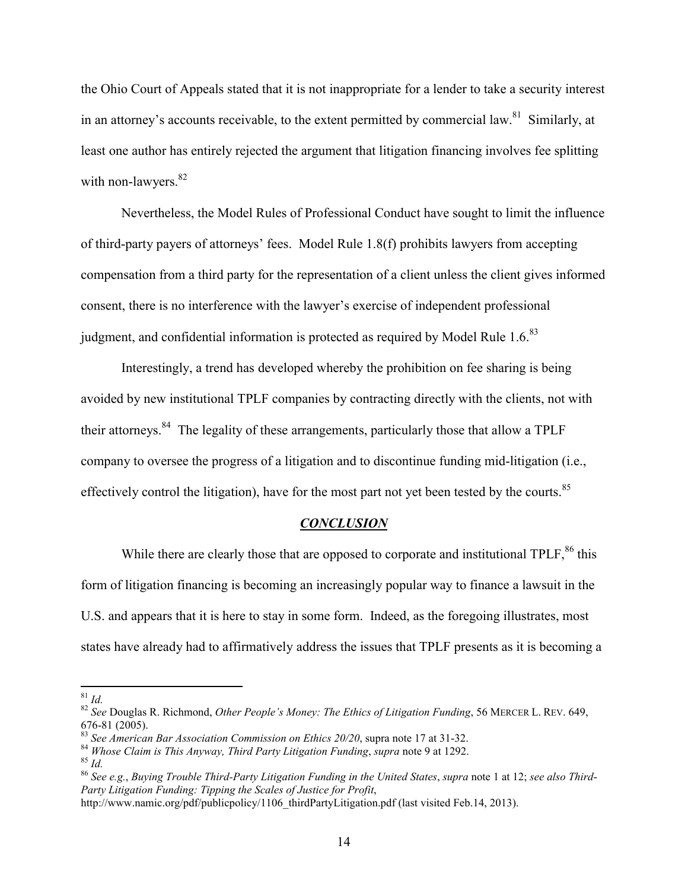the Ohio Court of Appeals stated that it is not inappropriate for a lender to take a security interest in an attorney's accounts receivable, to the extent permitted by commercial law.[81] Similarly, at least one author has entirely rejected the argument that litigation financing involves fee splitting with non-lawyers.[82]

Nevertheless, the Model Rules of Professional Conduct have sought to limit the influence of third-party payers of attorneys' fees. Model Rule 1.8(f) prohibits lawyers from accepting compensation from a third party for the representation of a client unless the client gives informed consent, there is no interference with the lawyer's exercise of independent professional judgment, and confidential information is protected as required by Model Rule 1.6.[83]

Interestingly, a trend has developed whereby the prohibition on fee sharing is being avoided by new institutional TPLF companies by contracting directly with the clients, not with their attorneys.[84] The legality of these arrangements, particularly those that allow a TPLF company to oversee the progress of a litigation and to discontinue funding mid-litigation (i.e., effectively control the litigation), have for the most part not yet been tested by the courts.[85]

## ***CONCLUSION***

While there are clearly those that are opposed to corporate and institutional TPLF,[86] this form of litigation financing is becoming an increasingly popular way to finance a lawsuit in the U.S. and appears that it is here to stay in some form. Indeed, as the foregoing illustrates, most states have already had to affirmatively address the issues that TPLF presents as it is becoming a

---

[81] *Id.*

[82] *See* Douglas R. Richmond, *Other People's Money: The Ethics of Litigation Funding*, 56 MERCER L. REV. 649, 676-81 (2005).

[83] *See American Bar Association Commission on Ethics 20/20*, supra note 17 at 31-32.

[84] *Whose Claim is This Anyway, Third Party Litigation Funding*, *supra* note 9 at 1292.

[85] *Id.*

[86] *See e.g.*, *Buying Trouble Third-Party Litigation Funding in the United States*, *supra* note 1 at 12; *see also Third-Party Litigation Funding: Tipping the Scales of Justice for Profit*, http://www.namic.org/pdf/publicpolicy/1106_thirdPartyLitigation.pdf (last visited Feb.14, 2013).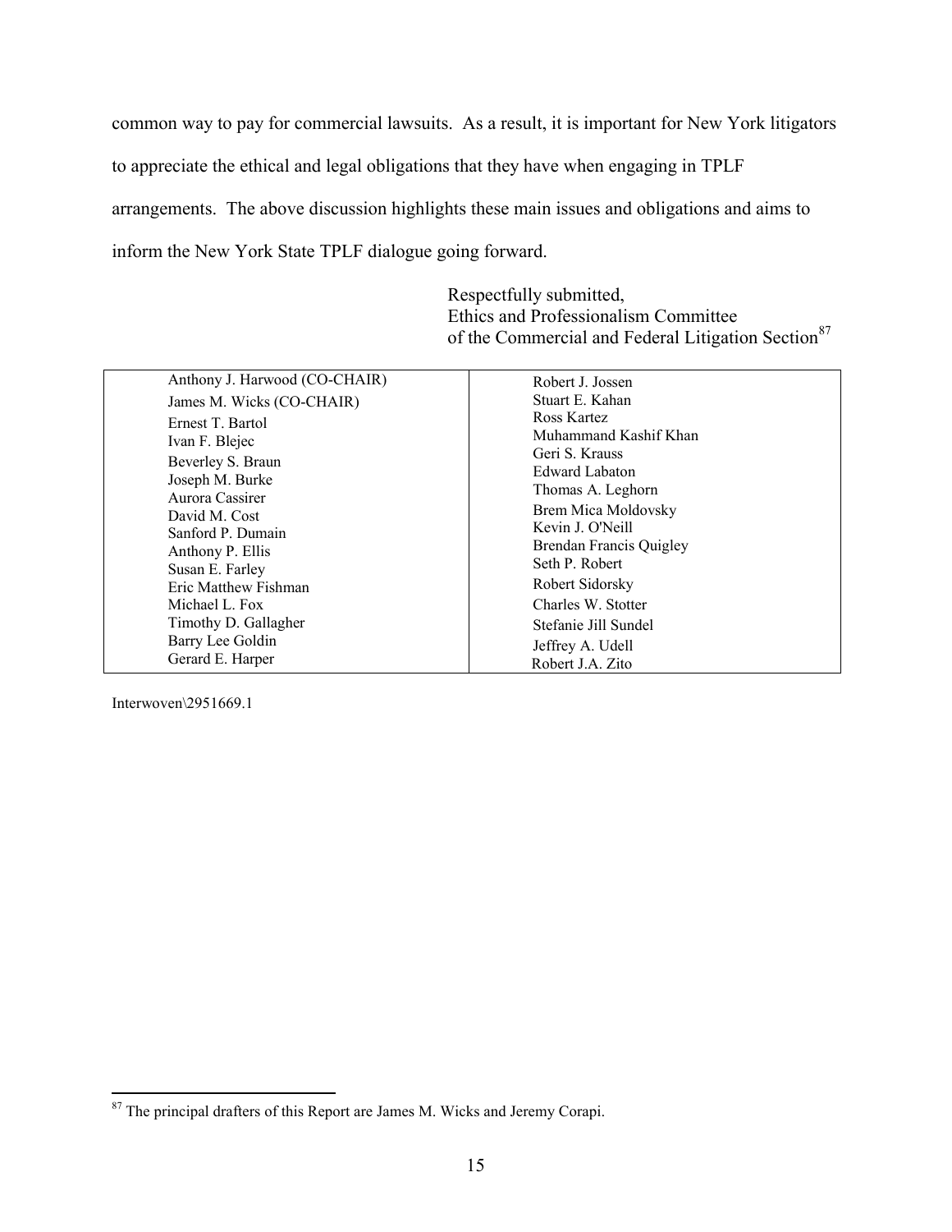common way to pay for commercial lawsuits. As a result, it is important for New York litigators to appreciate the ethical and legal obligations that they have when engaging in TPLF arrangements. The above discussion highlights these main issues and obligations and aims to inform the New York State TPLF dialogue going forward.

Respectfully submitted,
Ethics and Professionalism Committee
of the Commercial and Federal Litigation Section[87]

| | |
|---|---|
| Anthony J. Harwood (CO-CHAIR)<br>James M. Wicks (CO-CHAIR)<br>Ernest T. Bartol<br>Ivan F. Blejec<br>Beverley S. Braun<br>Joseph M. Burke<br>Aurora Cassirer<br>David M. Cost<br>Sanford P. Dumain<br>Anthony P. Ellis<br>Susan E. Farley<br>Eric Matthew Fishman<br>Michael L. Fox<br>Timothy D. Gallagher<br>Barry Lee Goldin<br>Gerard E. Harper | Robert J. Jossen<br>Stuart E. Kahan<br>Ross Kartez<br>Muhammand Kashif Khan<br>Geri S. Krauss<br>Edward Labaton<br>Thomas A. Leghorn<br>Brem Mica Moldovsky<br>Kevin J. O'Neill<br>Brendan Francis Quigley<br>Seth P. Robert<br>Robert Sidorsky<br>Charles W. Stotter<br>Stefanie Jill Sundel<br>Jeffrey A. Udell<br>Robert J.A. Zito |

Interwoven\2951669.1

[87] The principal drafters of this Report are James M. Wicks and Jeremy Corapi.